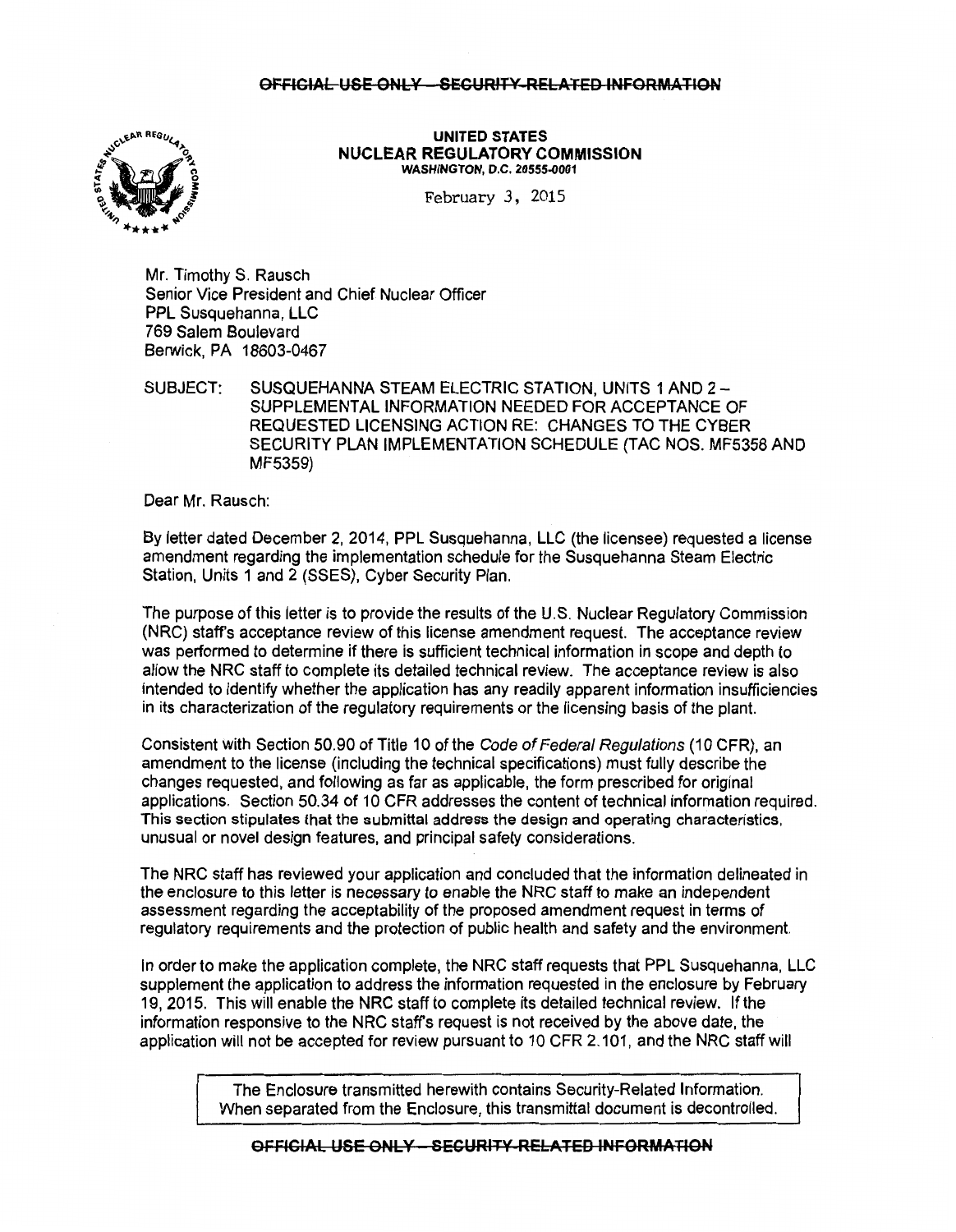~~OFFICIAL USE ONLY – SECURITY-RELATED INFORMATION~~

**UNITED STATES**
**NUCLEAR REGULATORY COMMISSION**
**WASHINGTON, D.C. 20555-0001**

February 3, 2015

Mr. Timothy S. Rausch
Senior Vice President and Chief Nuclear Officer
PPL Susquehanna, LLC
769 Salem Boulevard
Berwick, PA 18603-0467

SUBJECT: SUSQUEHANNA STEAM ELECTRIC STATION, UNITS 1 AND 2 – SUPPLEMENTAL INFORMATION NEEDED FOR ACCEPTANCE OF REQUESTED LICENSING ACTION RE: CHANGES TO THE CYBER SECURITY PLAN IMPLEMENTATION SCHEDULE (TAC NOS. MF5358 AND MF5359)

Dear Mr. Rausch:

By letter dated December 2, 2014, PPL Susquehanna, LLC (the licensee) requested a license amendment regarding the implementation schedule for the Susquehanna Steam Electric Station, Units 1 and 2 (SSES), Cyber Security Plan.

The purpose of this letter is to provide the results of the U.S. Nuclear Regulatory Commission (NRC) staff's acceptance review of this license amendment request. The acceptance review was performed to determine if there is sufficient technical information in scope and depth to allow the NRC staff to complete its detailed technical review. The acceptance review is also intended to identify whether the application has any readily apparent information insufficiencies in its characterization of the regulatory requirements or the licensing basis of the plant.

Consistent with Section 50.90 of Title 10 of the *Code of Federal Regulations* (10 CFR), an amendment to the license (including the technical specifications) must fully describe the changes requested, and following as far as applicable, the form prescribed for original applications. Section 50.34 of 10 CFR addresses the content of technical information required. This section stipulates that the submittal address the design and operating characteristics, unusual or novel design features, and principal safety considerations.

The NRC staff has reviewed your application and concluded that the information delineated in the enclosure to this letter is necessary to enable the NRC staff to make an independent assessment regarding the acceptability of the proposed amendment request in terms of regulatory requirements and the protection of public health and safety and the environment.

In order to make the application complete, the NRC staff requests that PPL Susquehanna, LLC supplement the application to address the information requested in the enclosure by February 19, 2015. This will enable the NRC staff to complete its detailed technical review. If the information responsive to the NRC staff's request is not received by the above date, the application will not be accepted for review pursuant to 10 CFR 2.101, and the NRC staff will

The Enclosure transmitted herewith contains Security-Related Information. When separated from the Enclosure, this transmittal document is decontrolled.

~~OFFICIAL USE ONLY – SECURITY-RELATED INFORMATION~~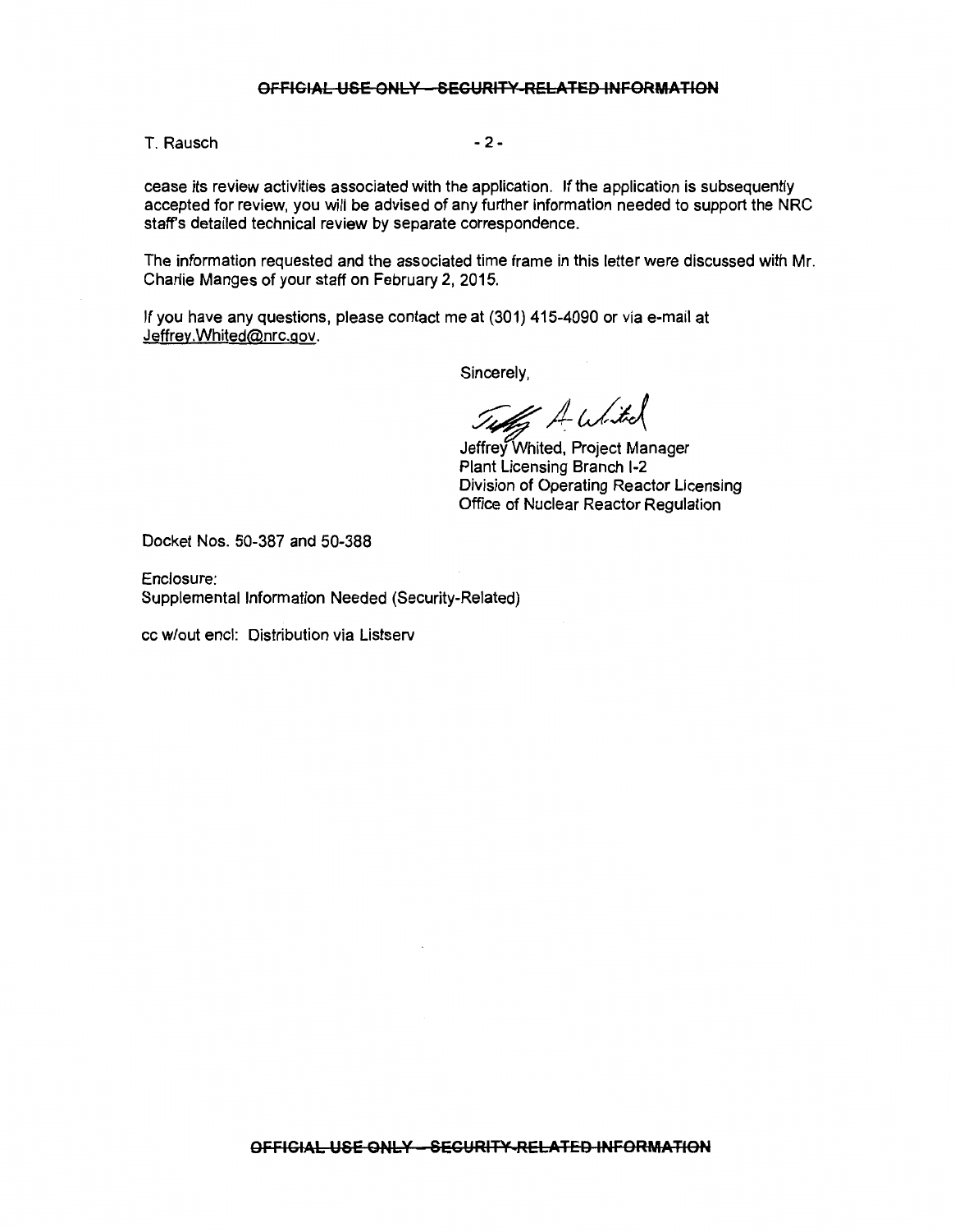cease its review activities associated with the application. If the application is subsequently accepted for review, you will be advised of any further information needed to support the NRC staff's detailed technical review by separate correspondence.

The information requested and the associated time frame in this letter were discussed with Mr. Charlie Manges of your staff on February 2, 2015.

If you have any questions, please contact me at (301) 415-4090 or via e-mail at Jeffrey.Whited@nrc.gov.

Sincerely,

Jeffrey Whited, Project Manager
Plant Licensing Branch I-2
Division of Operating Reactor Licensing
Office of Nuclear Reactor Regulation

Docket Nos. 50-387 and 50-388

Enclosure:
Supplemental Information Needed (Security-Related)

cc w/out encl: Distribution via Listserv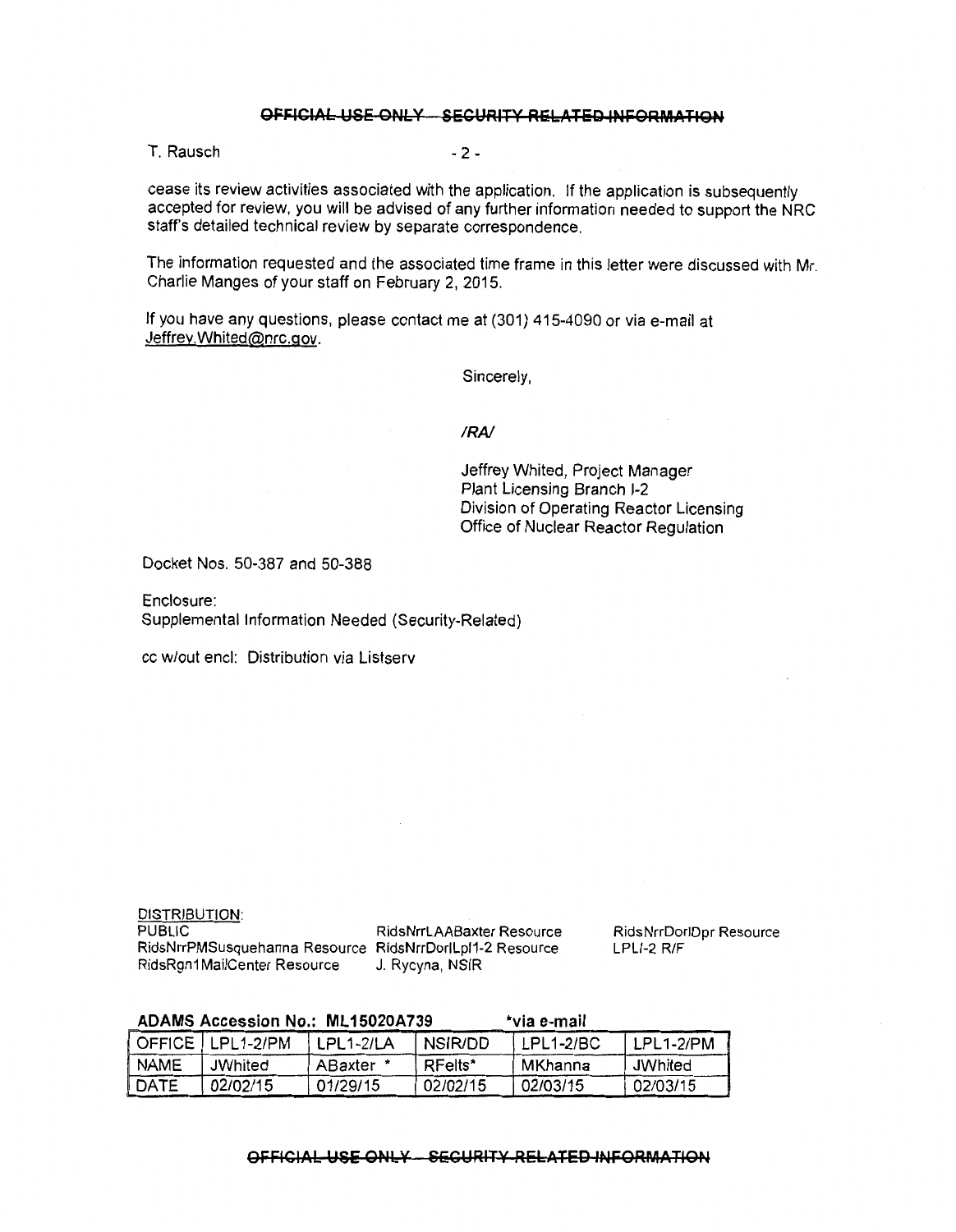~~OFFICIAL USE ONLY – SECURITY RELATED INFORMATION~~

T. Rausch

cease its review activities associated with the application. If the application is subsequently accepted for review, you will be advised of any further information needed to support the NRC staff's detailed technical review by separate correspondence.

The information requested and the associated time frame in this letter were discussed with Mr. Charlie Manges of your staff on February 2, 2015.

If you have any questions, please contact me at (301) 415-4090 or via e-mail at Jeffrey.Whited@nrc.gov.

Sincerely,

*/RA/*

Jeffrey Whited, Project Manager
Plant Licensing Branch I-2
Division of Operating Reactor Licensing
Office of Nuclear Reactor Regulation

Docket Nos. 50-387 and 50-388

Enclosure:
Supplemental Information Needed (Security-Related)

cc w/out encl: Distribution via Listserv

DISTRIBUTION:
PUBLIC
RidsNrrPMSusquehanna Resource
RidsRgn1MailCenter Resource
RidsNrrLAABaxter Resource
RidsNrrDorlLpl1-2 Resource
J. Rycyna, NSIR
RidsNrrDorlDpr Resource
LPLI-2 R/F

**ADAMS Accession No.: ML15020A739** *via e-mail

| OFFICE | LPL1-2/PM | LPL1-2/LA | NSIR/DD | LPL1-2/BC | LPL1-2/PM |
|---|---|---|---|---|---|
| NAME | JWhited | ABaxter * | RFelts* | MKhanna | JWhited |
| DATE | 02/02/15 | 01/29/15 | 02/02/15 | 02/03/15 | 02/03/15 |

~~OFFICIAL USE ONLY – SECURITY RELATED INFORMATION~~